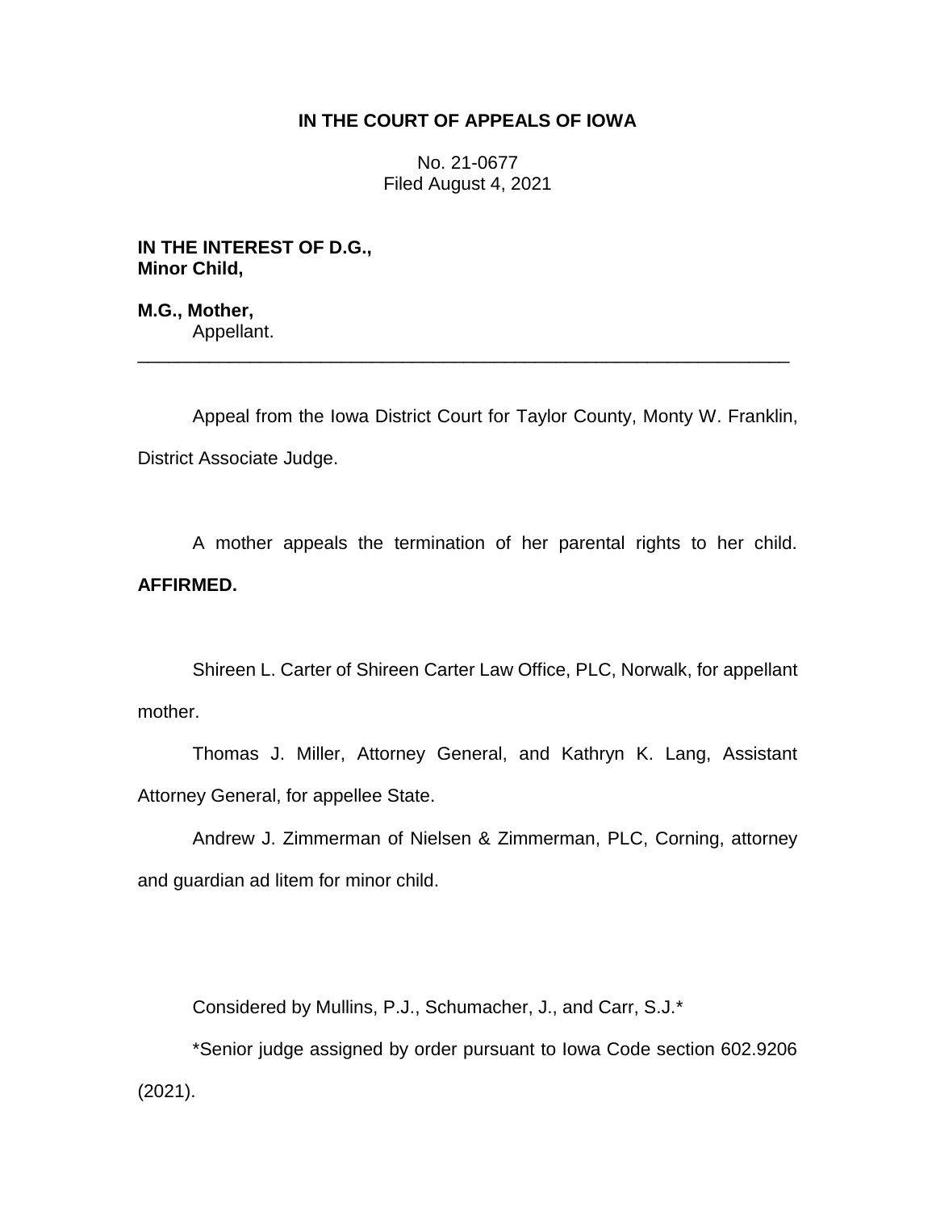**IN THE COURT OF APPEALS OF IOWA**

No. 21-0677
Filed August 4, 2021

**IN THE INTEREST OF D.G.,**
**Minor Child,**

**M.G., Mother,**
Appellant.

---

Appeal from the Iowa District Court for Taylor County, Monty W. Franklin, District Associate Judge.

A mother appeals the termination of her parental rights to her child. **AFFIRMED.**

Shireen L. Carter of Shireen Carter Law Office, PLC, Norwalk, for appellant mother.

Thomas J. Miller, Attorney General, and Kathryn K. Lang, Assistant Attorney General, for appellee State.

Andrew J. Zimmerman of Nielsen & Zimmerman, PLC, Corning, attorney and guardian ad litem for minor child.

Considered by Mullins, P.J., Schumacher, J., and Carr, S.J.*

*Senior judge assigned by order pursuant to Iowa Code section 602.9206 (2021).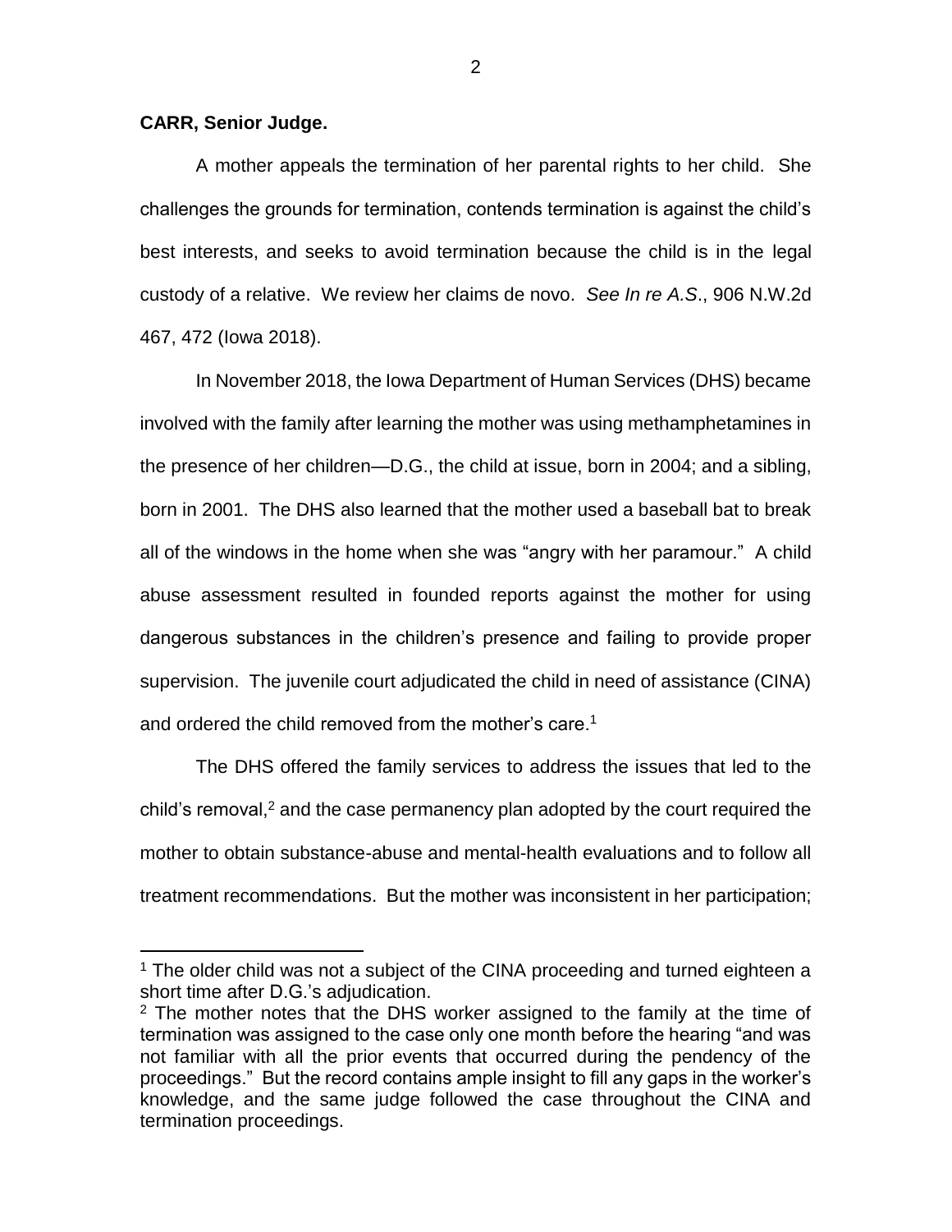**CARR, Senior Judge.**

A mother appeals the termination of her parental rights to her child. She challenges the grounds for termination, contends termination is against the child's best interests, and seeks to avoid termination because the child is in the legal custody of a relative. We review her claims de novo. *See In re A.S*., 906 N.W.2d 467, 472 (Iowa 2018).

In November 2018, the Iowa Department of Human Services (DHS) became involved with the family after learning the mother was using methamphetamines in the presence of her children—D.G., the child at issue, born in 2004; and a sibling, born in 2001. The DHS also learned that the mother used a baseball bat to break all of the windows in the home when she was "angry with her paramour." A child abuse assessment resulted in founded reports against the mother for using dangerous substances in the children's presence and failing to provide proper supervision. The juvenile court adjudicated the child in need of assistance (CINA) and ordered the child removed from the mother's care.[1]

The DHS offered the family services to address the issues that led to the child's removal,[2] and the case permanency plan adopted by the court required the mother to obtain substance-abuse and mental-health evaluations and to follow all treatment recommendations. But the mother was inconsistent in her participation;

---

[1] The older child was not a subject of the CINA proceeding and turned eighteen a short time after D.G.'s adjudication.

[2] The mother notes that the DHS worker assigned to the family at the time of termination was assigned to the case only one month before the hearing "and was not familiar with all the prior events that occurred during the pendency of the proceedings." But the record contains ample insight to fill any gaps in the worker's knowledge, and the same judge followed the case throughout the CINA and termination proceedings.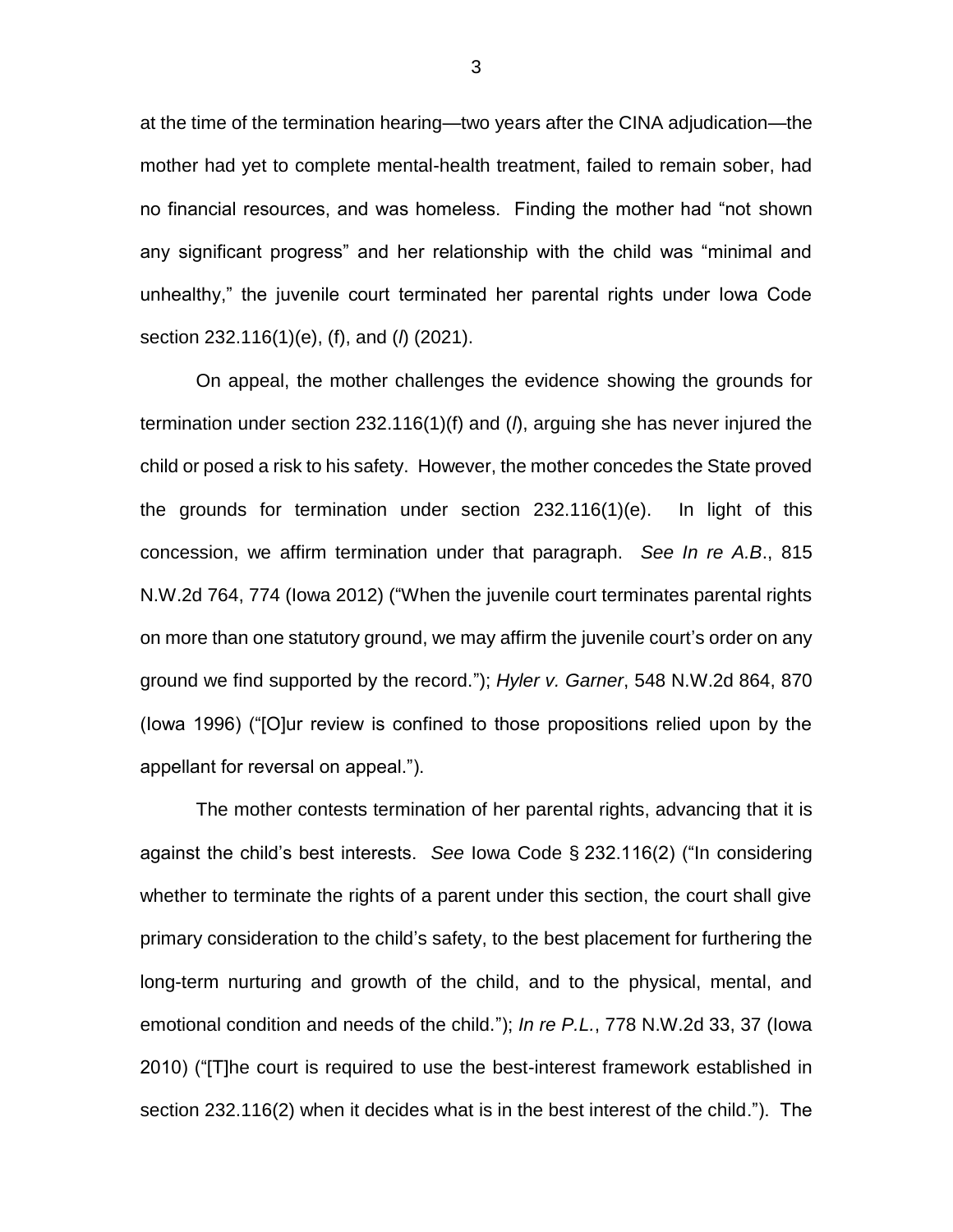at the time of the termination hearing—two years after the CINA adjudication—the mother had yet to complete mental-health treatment, failed to remain sober, had no financial resources, and was homeless. Finding the mother had "not shown any significant progress" and her relationship with the child was "minimal and unhealthy," the juvenile court terminated her parental rights under Iowa Code section 232.116(1)(e), (f), and (*l*) (2021).

On appeal, the mother challenges the evidence showing the grounds for termination under section 232.116(1)(f) and (*l*), arguing she has never injured the child or posed a risk to his safety. However, the mother concedes the State proved the grounds for termination under section 232.116(1)(e). In light of this concession, we affirm termination under that paragraph. *See In re A.B*., 815 N.W.2d 764, 774 (Iowa 2012) ("When the juvenile court terminates parental rights on more than one statutory ground, we may affirm the juvenile court's order on any ground we find supported by the record."); *Hyler v. Garner*, 548 N.W.2d 864, 870 (Iowa 1996) ("[O]ur review is confined to those propositions relied upon by the appellant for reversal on appeal.").

The mother contests termination of her parental rights, advancing that it is against the child's best interests. *See* Iowa Code § 232.116(2) ("In considering whether to terminate the rights of a parent under this section, the court shall give primary consideration to the child's safety, to the best placement for furthering the long-term nurturing and growth of the child, and to the physical, mental, and emotional condition and needs of the child."); *In re P.L.*, 778 N.W.2d 33, 37 (Iowa 2010) ("[T]he court is required to use the best-interest framework established in section 232.116(2) when it decides what is in the best interest of the child."). The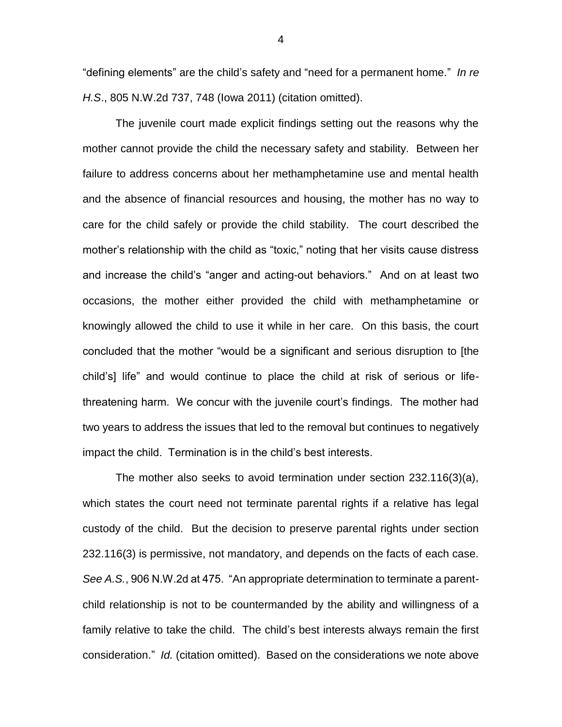"defining elements" are the child's safety and "need for a permanent home." *In re H.S.*, 805 N.W.2d 737, 748 (Iowa 2011) (citation omitted).

The juvenile court made explicit findings setting out the reasons why the mother cannot provide the child the necessary safety and stability. Between her failure to address concerns about her methamphetamine use and mental health and the absence of financial resources and housing, the mother has no way to care for the child safely or provide the child stability. The court described the mother's relationship with the child as "toxic," noting that her visits cause distress and increase the child's "anger and acting-out behaviors." And on at least two occasions, the mother either provided the child with methamphetamine or knowingly allowed the child to use it while in her care. On this basis, the court concluded that the mother "would be a significant and serious disruption to [the child's] life" and would continue to place the child at risk of serious or life-threatening harm. We concur with the juvenile court's findings. The mother had two years to address the issues that led to the removal but continues to negatively impact the child. Termination is in the child's best interests.

The mother also seeks to avoid termination under section 232.116(3)(a), which states the court need not terminate parental rights if a relative has legal custody of the child. But the decision to preserve parental rights under section 232.116(3) is permissive, not mandatory, and depends on the facts of each case. *See A.S.*, 906 N.W.2d at 475. "An appropriate determination to terminate a parent-child relationship is not to be countermanded by the ability and willingness of a family relative to take the child. The child's best interests always remain the first consideration." *Id.* (citation omitted). Based on the considerations we note above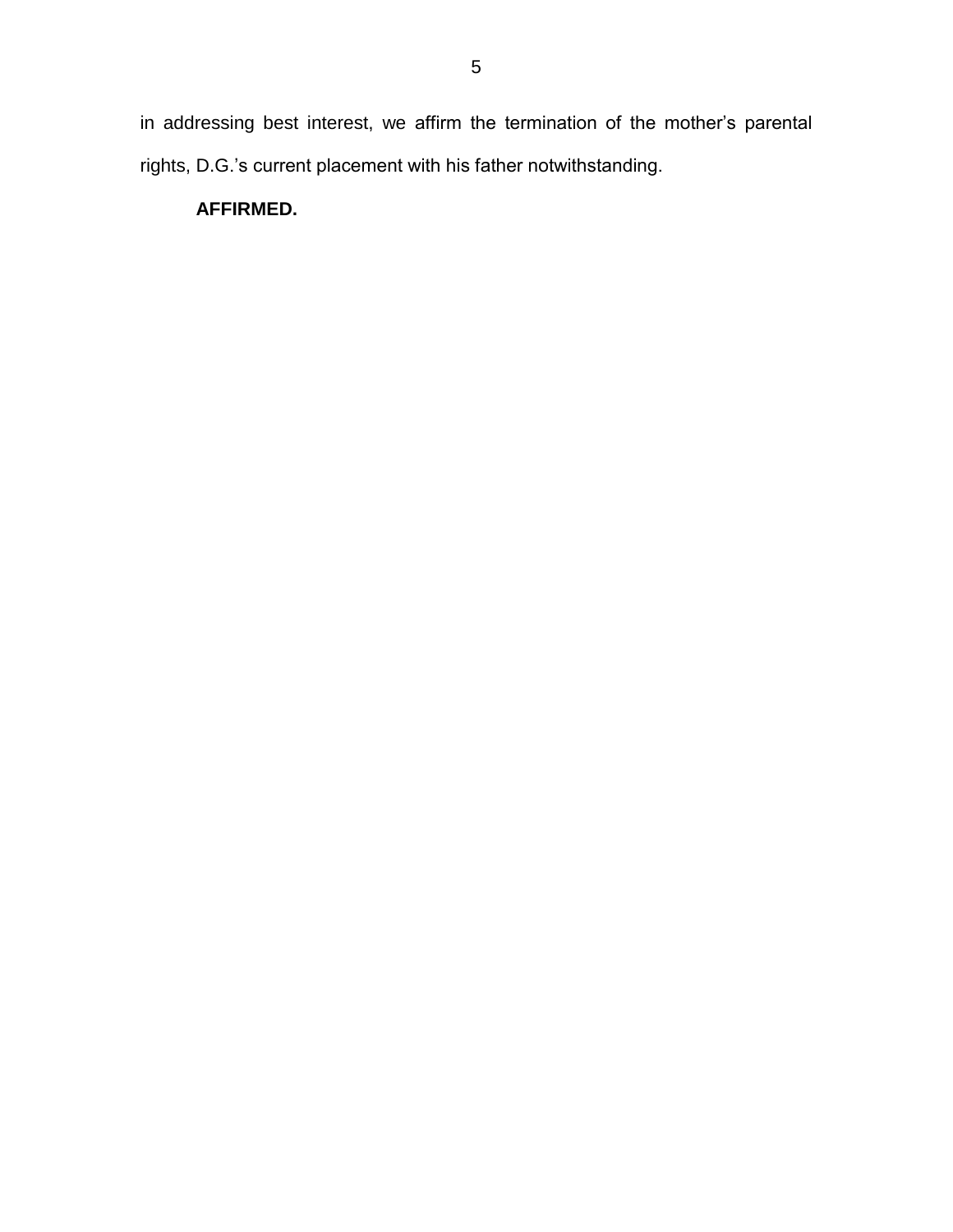in addressing best interest, we affirm the termination of the mother's parental rights, D.G.'s current placement with his father notwithstanding.

**AFFIRMED.**